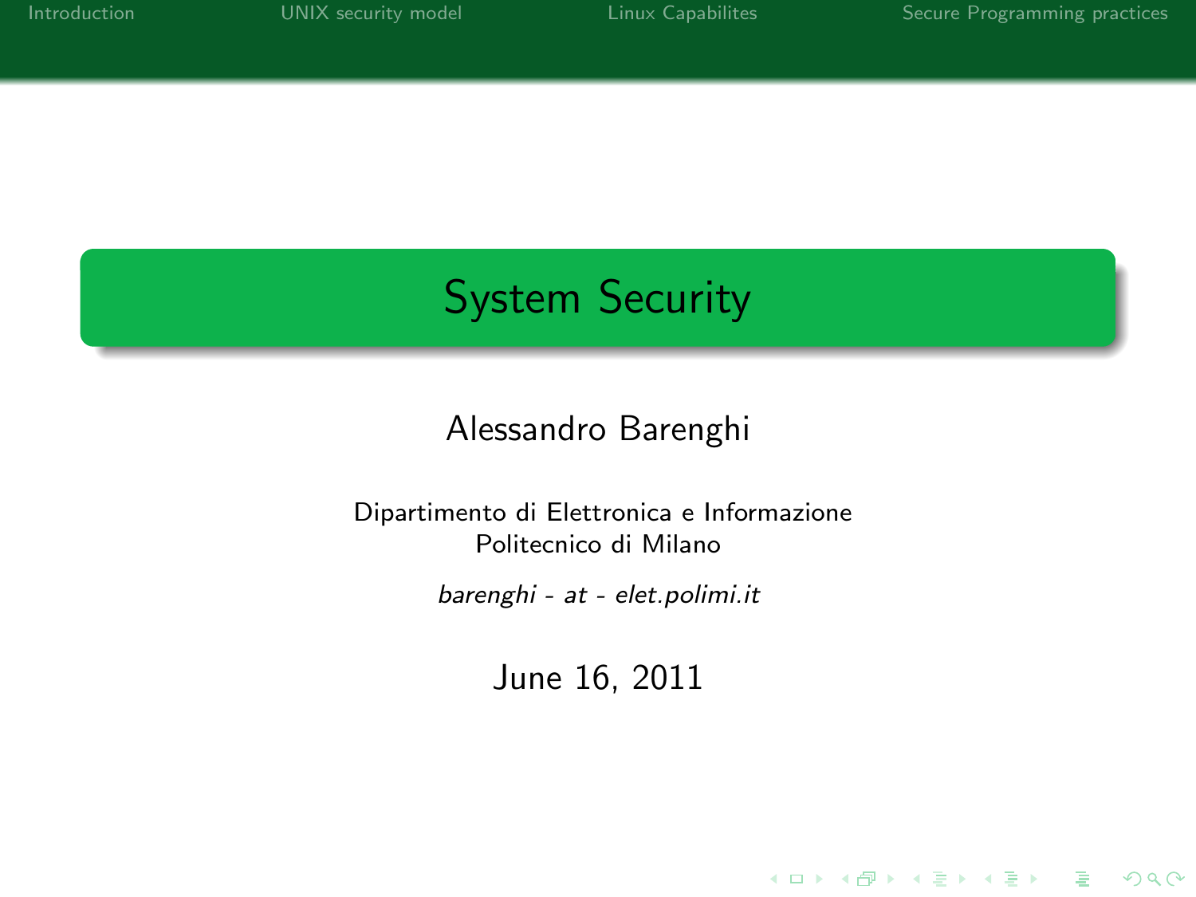# System Security

Alessandro Barenghi

Dipartimento di Elettronica e Informazione
Politecnico di Milano

*barenghi - at - elet.polimi.it*

June 16, 2011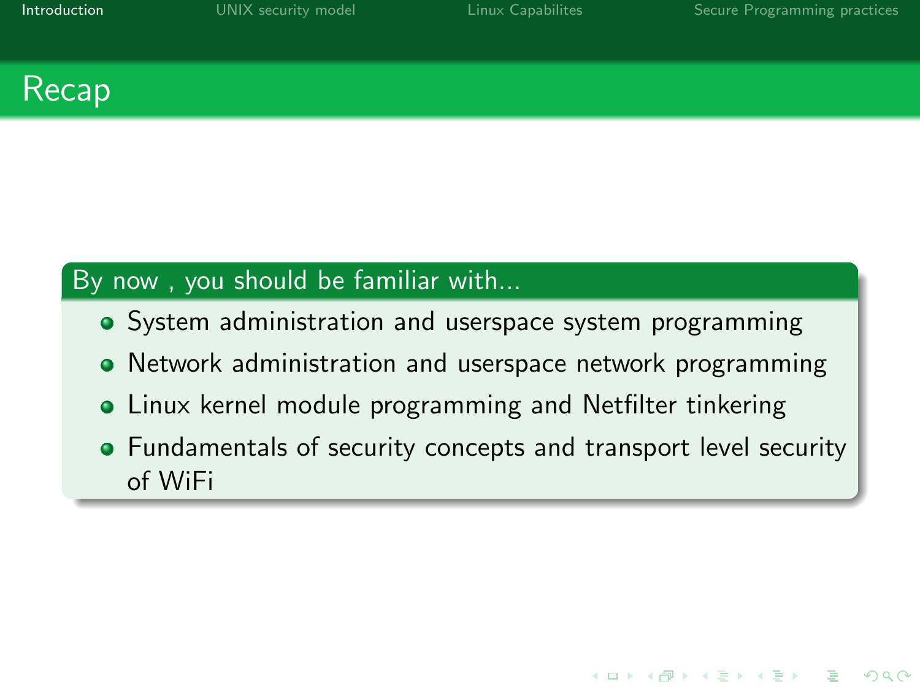## Recap

**By now , you should be familiar with...**

- System administration and userspace system programming
- Network administration and userspace network programming
- Linux kernel module programming and Netfilter tinkering
- Fundamentals of security concepts and transport level security of WiFi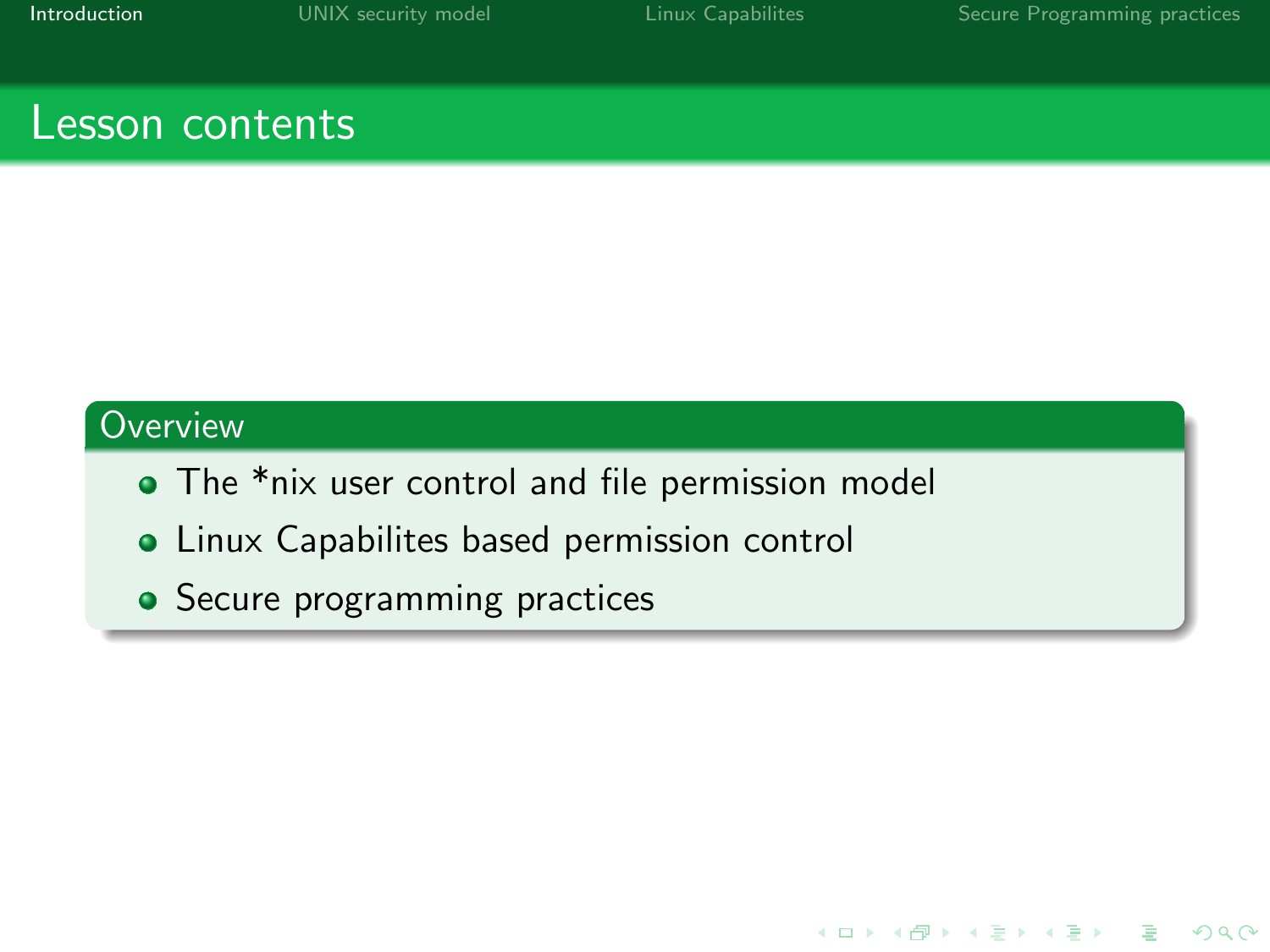# Lesson contents

## Overview

- The *nix user control and file permission model
- Linux Capabilites based permission control
- Secure programming practices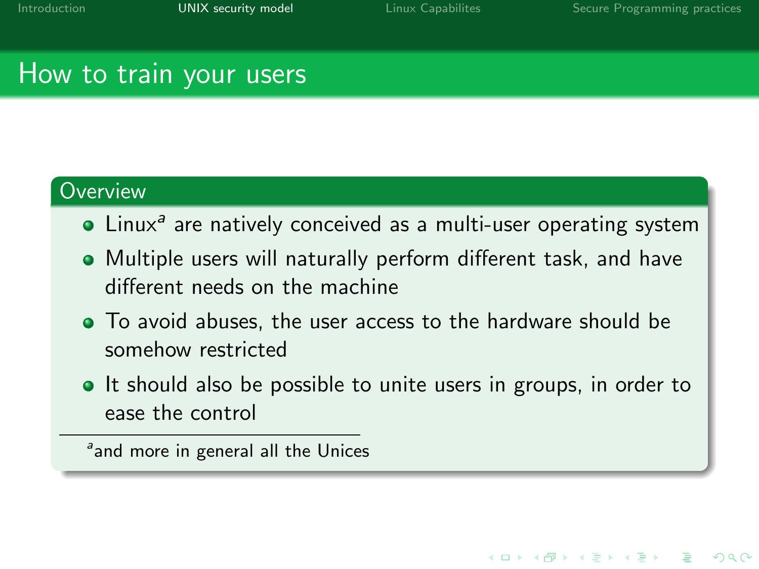# How to train your users

## Overview

- Linux[a] are natively conceived as a multi-user operating system
- Multiple users will naturally perform different task, and have different needs on the machine
- To avoid abuses, the user access to the hardware should be somehow restricted
- It should also be possible to unite users in groups, in order to ease the control

[a] and more in general all the Unices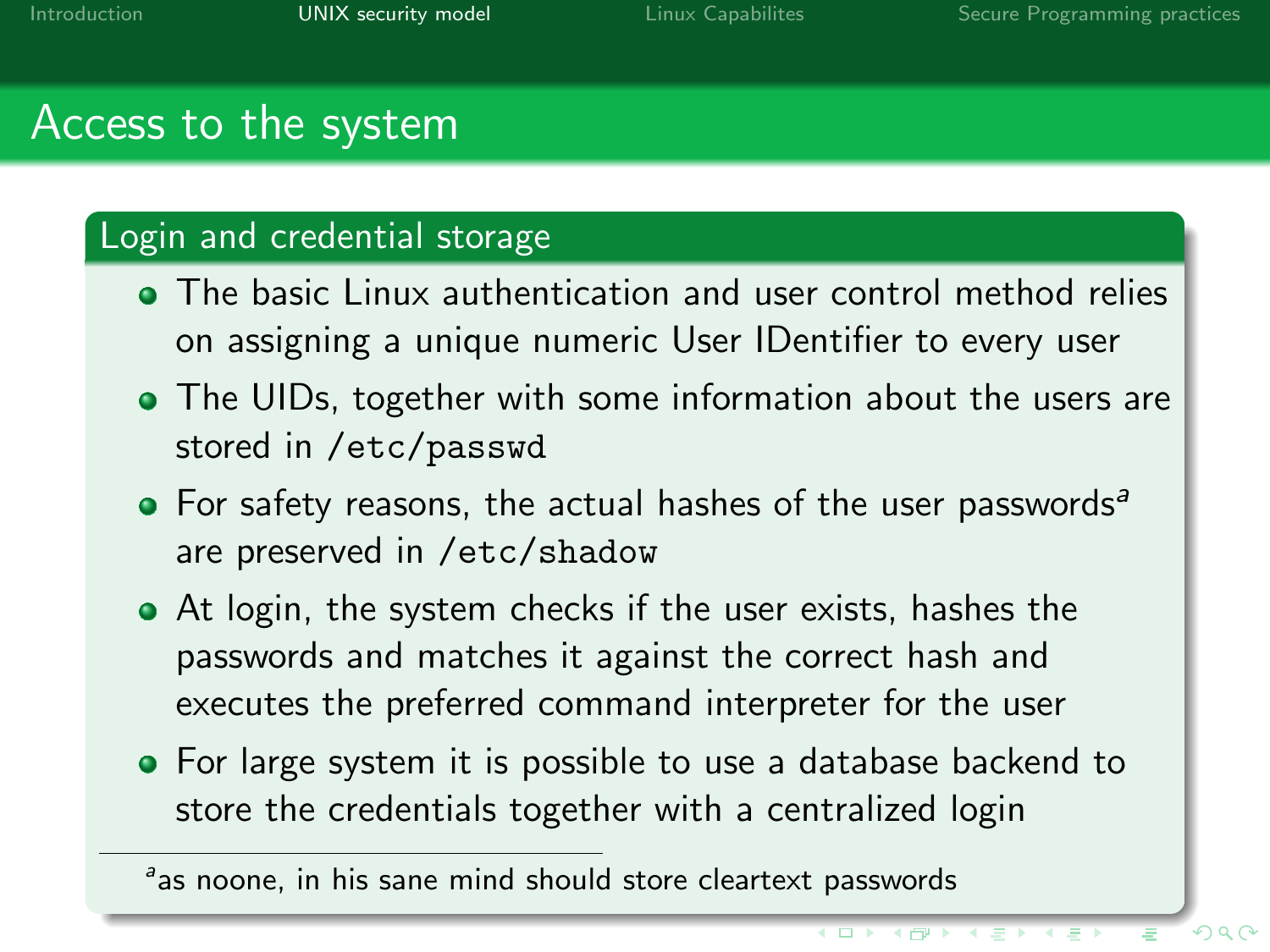# Access to the system

## Login and credential storage

- The basic Linux authentication and user control method relies on assigning a unique numeric User IDentifier to every user
- The UIDs, together with some information about the users are stored in `/etc/passwd`
- For safety reasons, the actual hashes of the user passwords[a] are preserved in `/etc/shadow`
- At login, the system checks if the user exists, hashes the passwords and matches it against the correct hash and executes the preferred command interpreter for the user
- For large system it is possible to use a database backend to store the credentials together with a centralized login

[a] as noone, in his sane mind should store cleartext passwords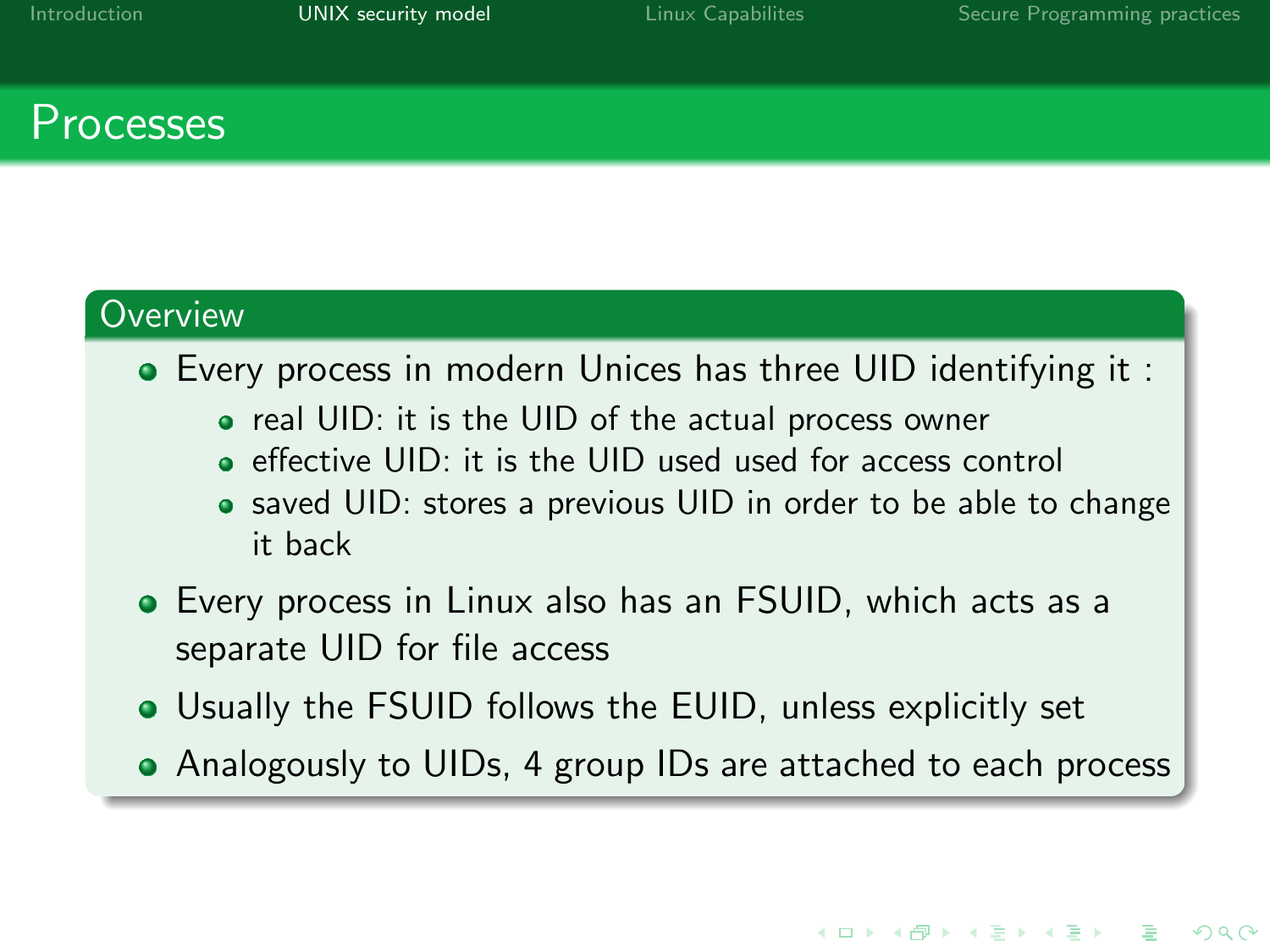# Processes

### Overview

- Every process in modern Unices has three UID identifying it :
  - real UID: it is the UID of the actual process owner
  - effective UID: it is the UID used used for access control
  - saved UID: stores a previous UID in order to be able to change it back
- Every process in Linux also has an FSUID, which acts as a separate UID for file access
- Usually the FSUID follows the EUID, unless explicitly set
- Analogously to UIDs, 4 group IDs are attached to each process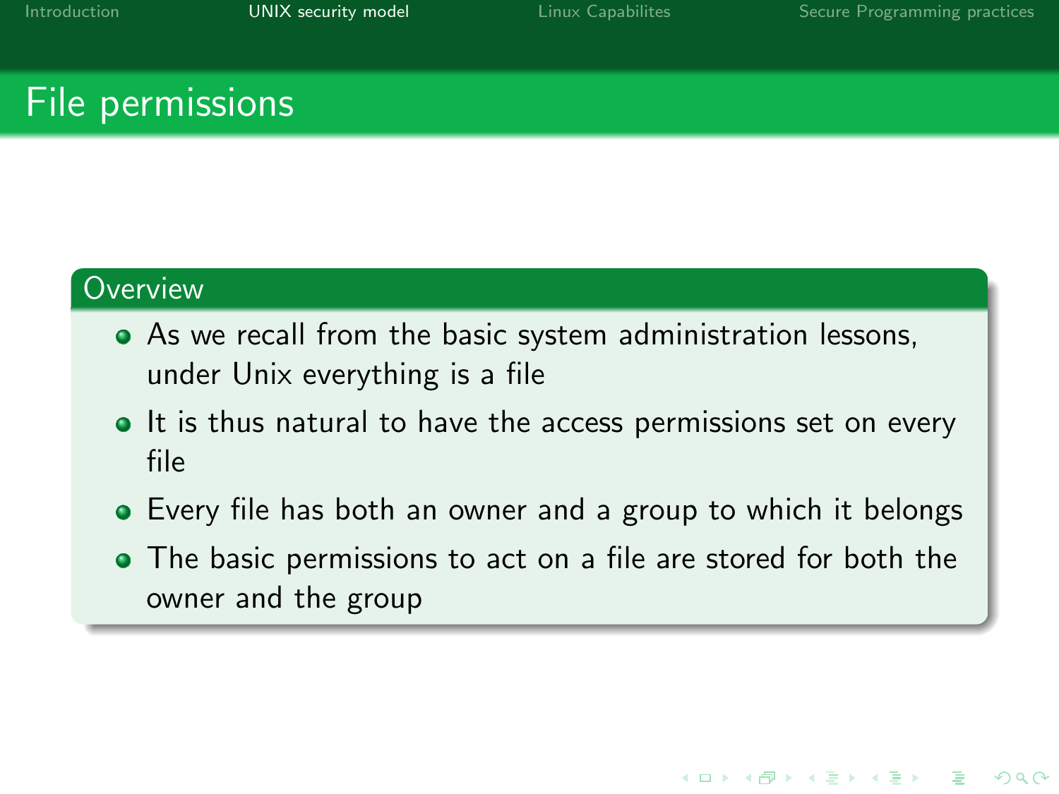# File permissions

## Overview

- As we recall from the basic system administration lessons, under Unix everything is a file
- It is thus natural to have the access permissions set on every file
- Every file has both an owner and a group to which it belongs
- The basic permissions to act on a file are stored for both the owner and the group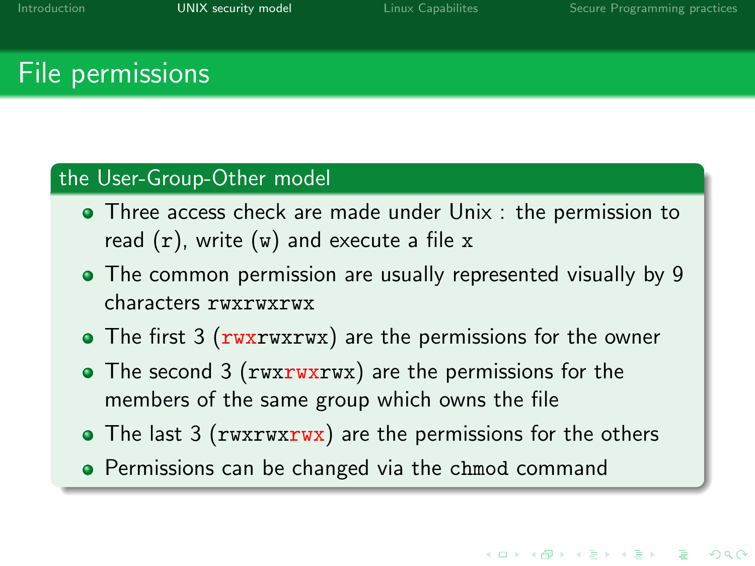# File permissions

## the User-Group-Other model

- Three access check are made under Unix : the permission to read (`r`), write (`w`) and execute a file `x`
- The common permission are usually represented visually by 9 characters `rwxrwxrwx`
- The first 3 (**`rwx`**`rwxrwx`) are the permissions for the owner
- The second 3 (`rwx`**`rwx`**`rwx`) are the permissions for the members of the same group which owns the file
- The last 3 (`rwxrwx`**`rwx`**) are the permissions for the others
- Permissions can be changed via the `chmod` command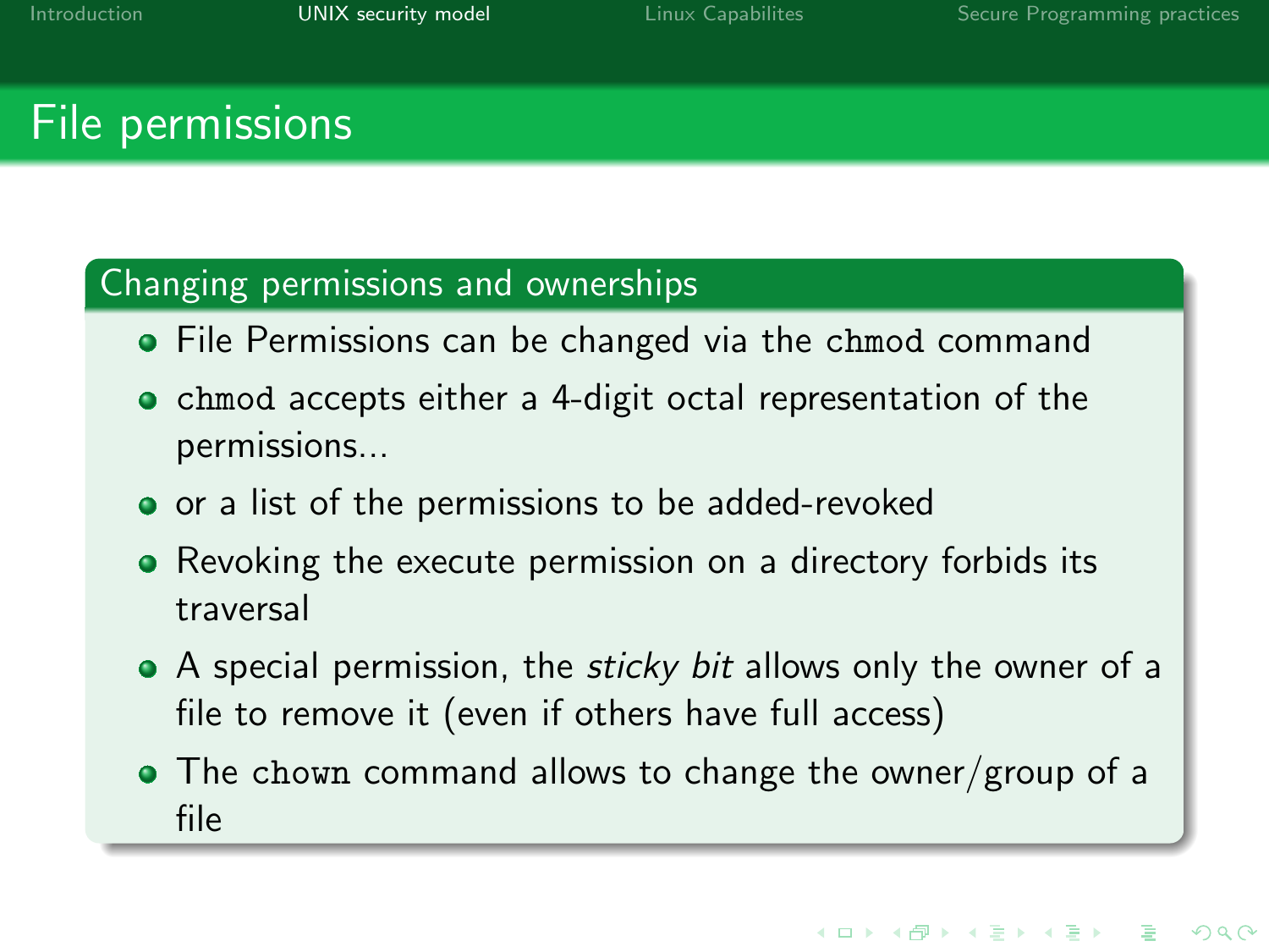# File permissions

## Changing permissions and ownerships

- File Permissions can be changed via the `chmod` command
- `chmod` accepts either a 4-digit octal representation of the permissions...
- or a list of the permissions to be added-revoked
- Revoking the execute permission on a directory forbids its traversal
- A special permission, the *sticky bit* allows only the owner of a file to remove it (even if others have full access)
- The `chown` command allows to change the owner/group of a file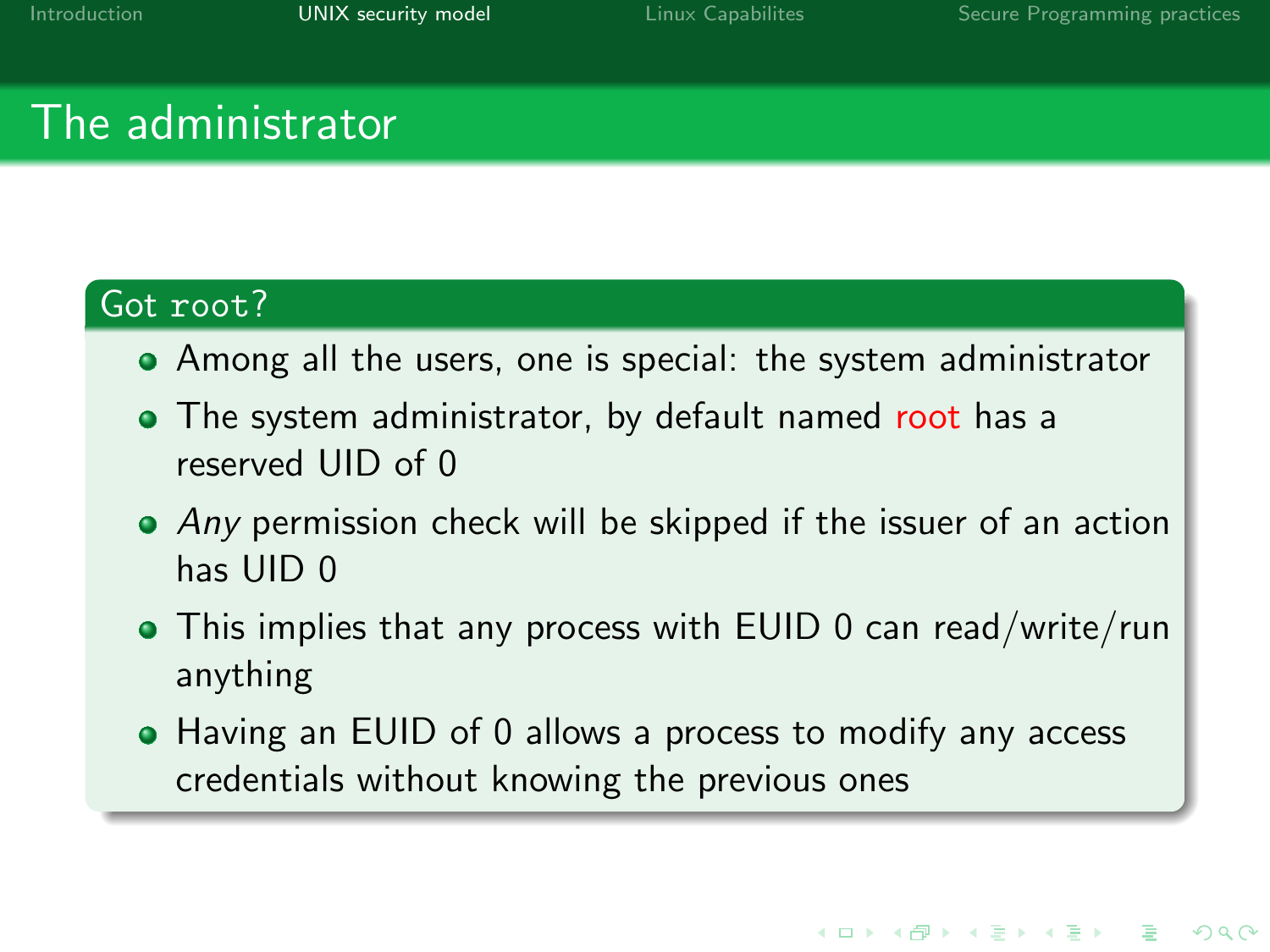# The administrator

## Got `root`?

- Among all the users, one is special: the system administrator
- The system administrator, by default named root has a reserved UID of 0
- *Any* permission check will be skipped if the issuer of an action has UID 0
- This implies that any process with EUID 0 can read/write/run anything
- Having an EUID of 0 allows a process to modify any access credentials without knowing the previous ones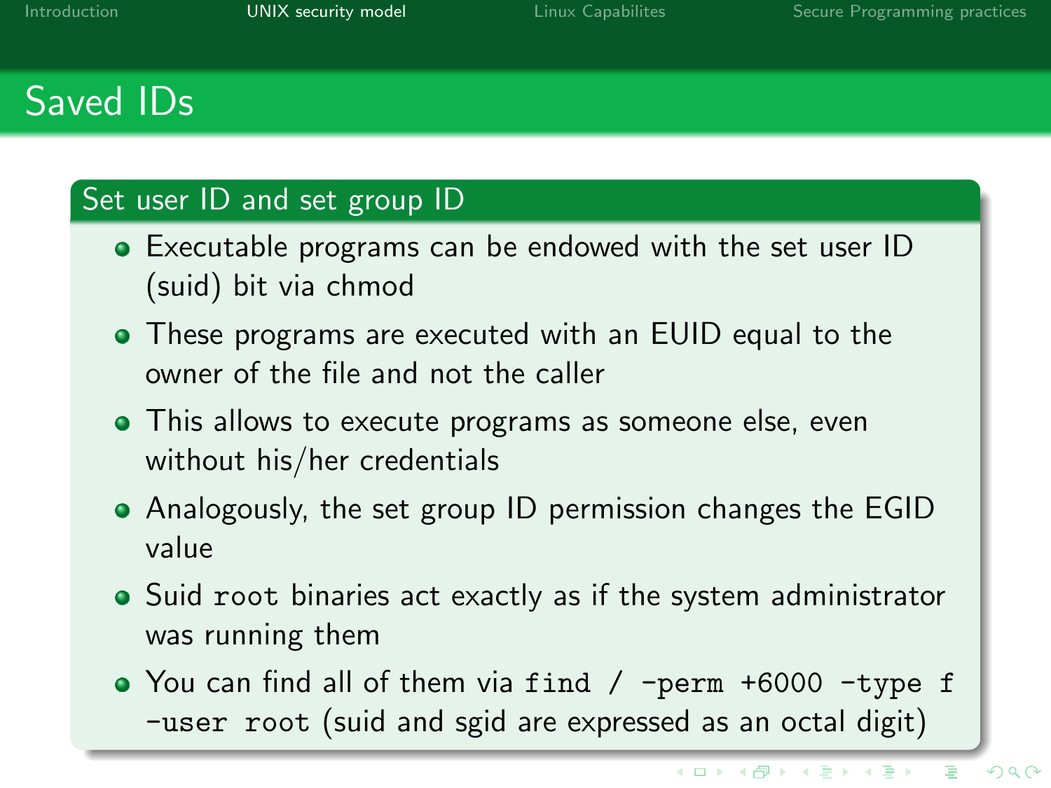# Saved IDs

## Set user ID and set group ID

- Executable programs can be endowed with the set user ID (suid) bit via chmod
- These programs are executed with an EUID equal to the owner of the file and not the caller
- This allows to execute programs as someone else, even without his/her credentials
- Analogously, the set group ID permission changes the EGID value
- Suid `root` binaries act exactly as if the system administrator was running them
- You can find all of them via `find / -perm +6000 -type f -user root` (suid and sgid are expressed as an octal digit)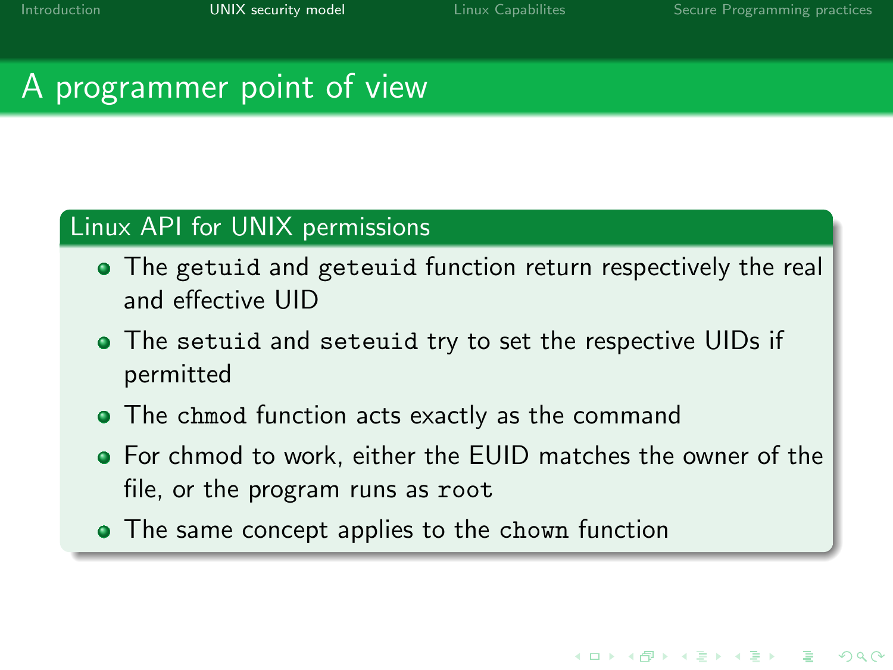# A programmer point of view

## Linux API for UNIX permissions

- The `getuid` and `geteuid` function return respectively the real and effective UID
- The `setuid` and `seteuid` try to set the respective UIDs if permitted
- The `chmod` function acts exactly as the command
- For chmod to work, either the EUID matches the owner of the file, or the program runs as `root`
- The same concept applies to the `chown` function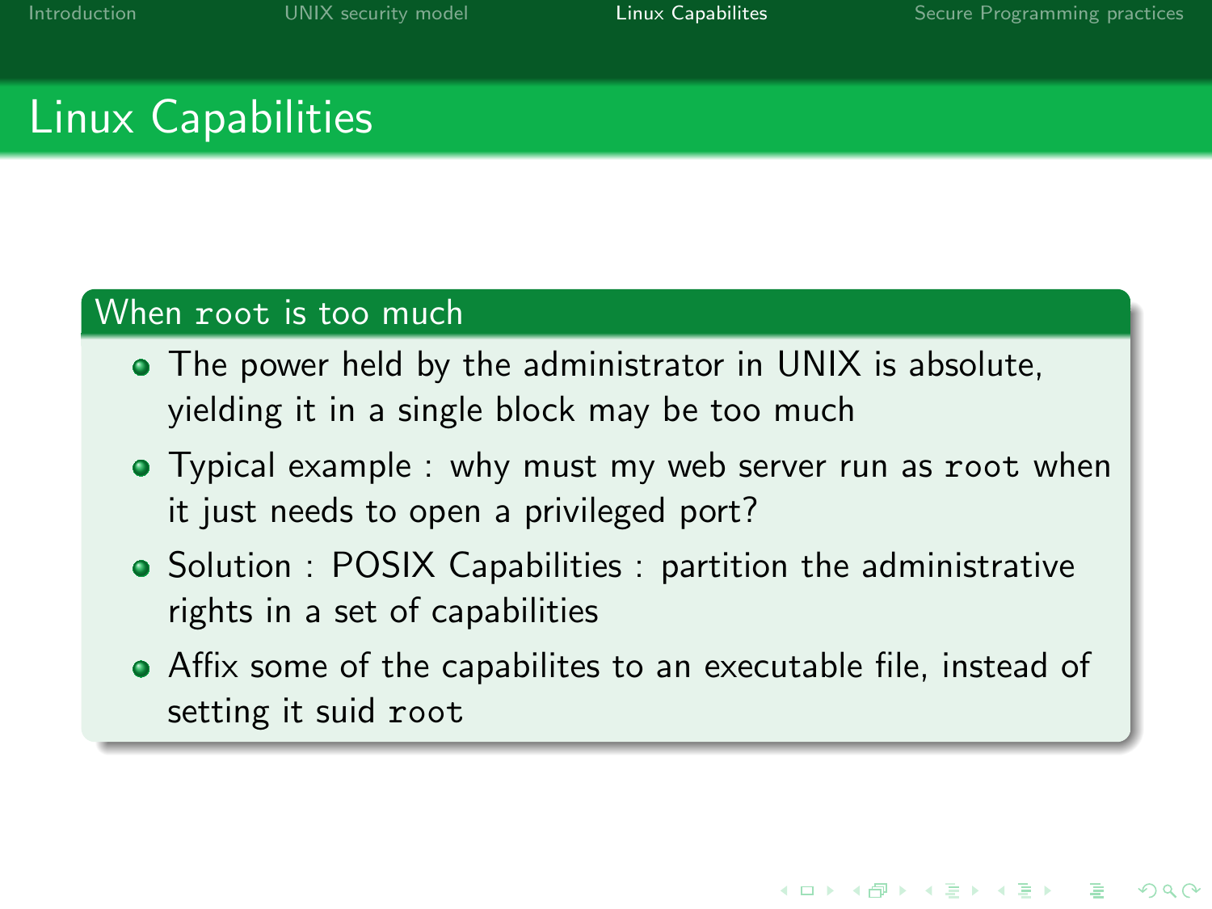# Linux Capabilities

## When `root` is too much

- The power held by the administrator in UNIX is absolute, yielding it in a single block may be too much
- Typical example : why must my web server run as `root` when it just needs to open a privileged port?
- Solution : POSIX Capabilities : partition the administrative rights in a set of capabilities
- Affix some of the capabilites to an executable file, instead of setting it suid `root`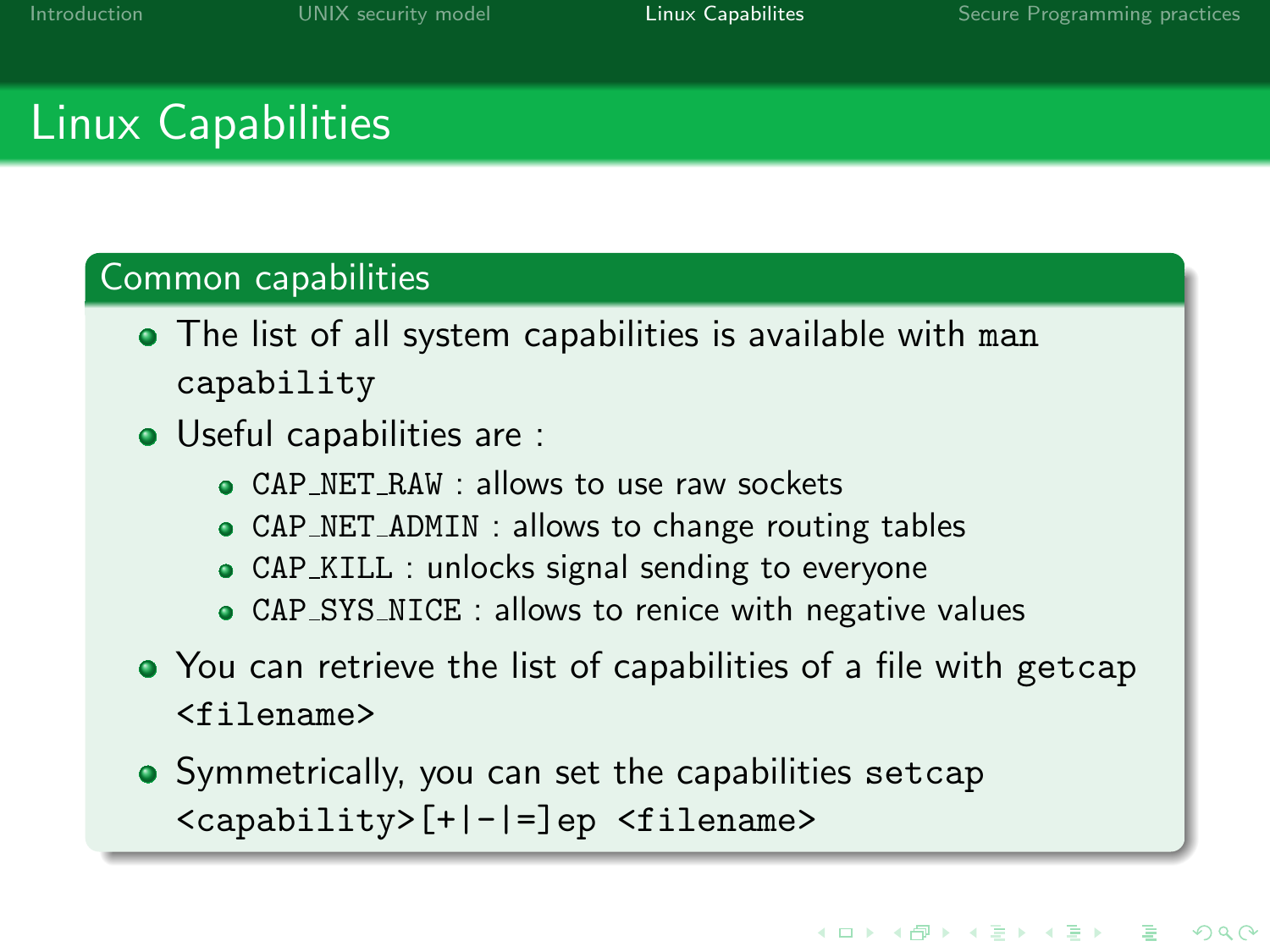# Linux Capabilities

## Common capabilities

- The list of all system capabilities is available with `man capability`
- Useful capabilities are :
  - `CAP_NET_RAW` : allows to use raw sockets
  - `CAP_NET_ADMIN` : allows to change routing tables
  - `CAP_KILL` : unlocks signal sending to everyone
  - `CAP_SYS_NICE` : allows to renice with negative values
- You can retrieve the list of capabilities of a file with `getcap <filename>`
- Symmetrically, you can set the capabilities `setcap <capability>[+|-|=]ep <filename>`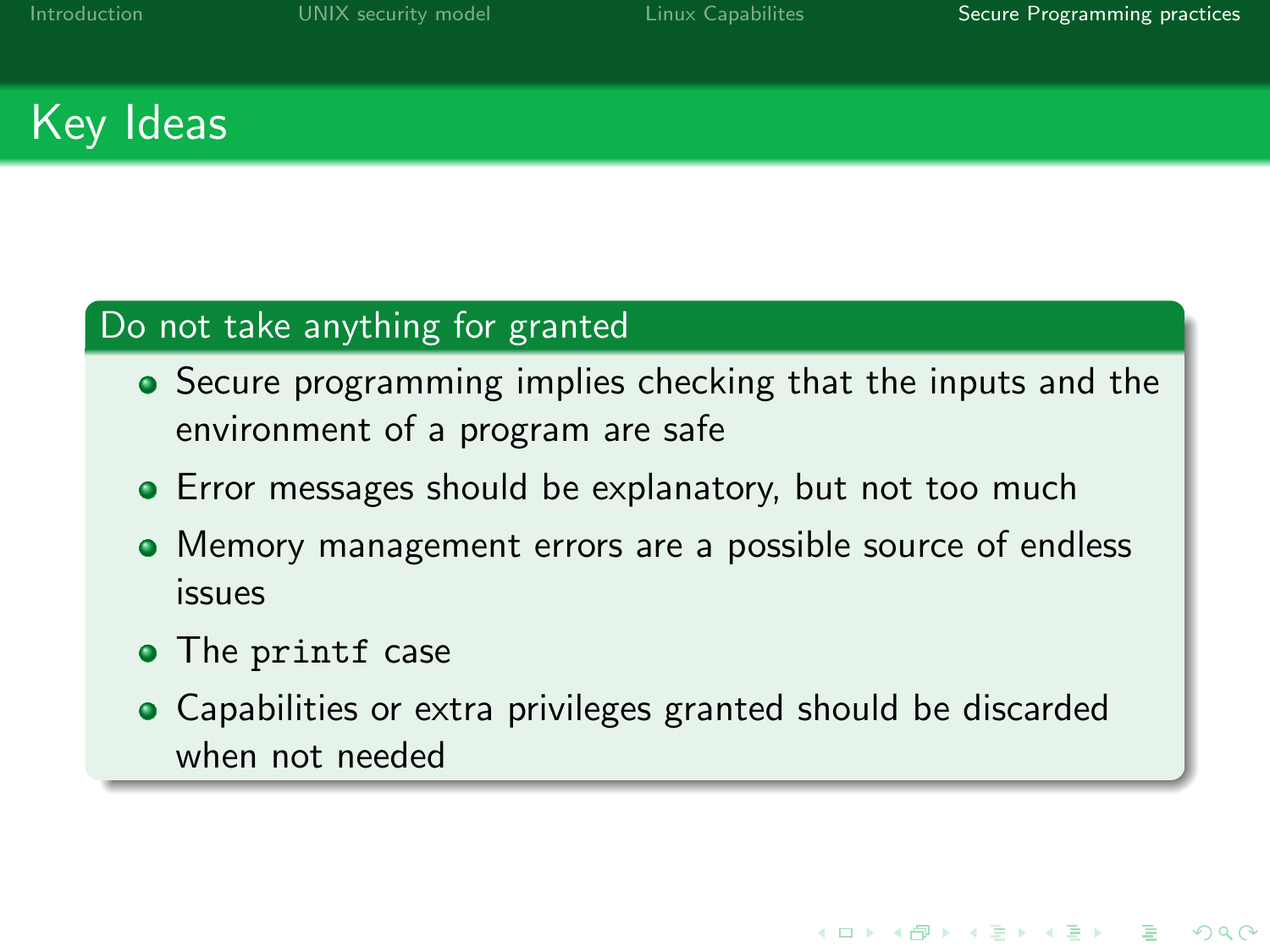# Key Ideas

## Do not take anything for granted

- Secure programming implies checking that the inputs and the environment of a program are safe
- Error messages should be explanatory, but not too much
- Memory management errors are a possible source of endless issues
- The `printf` case
- Capabilities or extra privileges granted should be discarded when not needed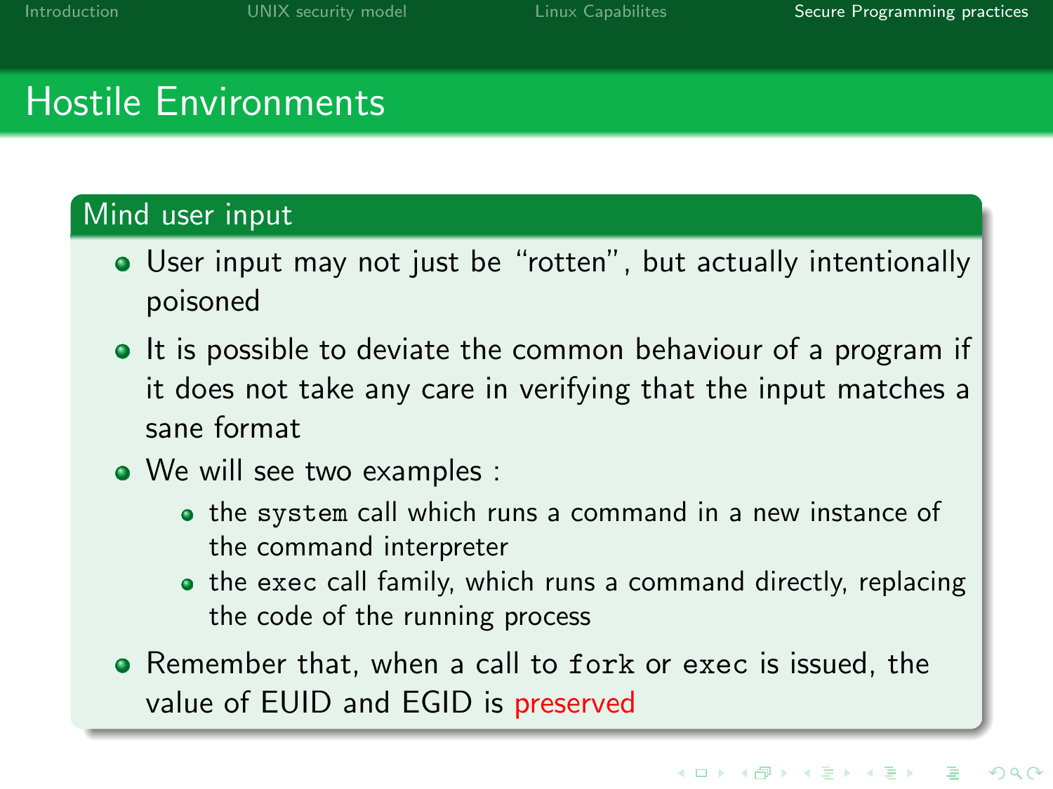# Hostile Environments

## Mind user input

- User input may not just be “rotten”, but actually intentionally poisoned
- It is possible to deviate the common behaviour of a program if it does not take any care in verifying that the input matches a sane format
- We will see two examples :
  - the `system` call which runs a command in a new instance of the command interpreter
  - the `exec` call family, which runs a command directly, replacing the code of the running process
- Remember that, when a call to `fork` or `exec` is issued, the value of EUID and EGID is preserved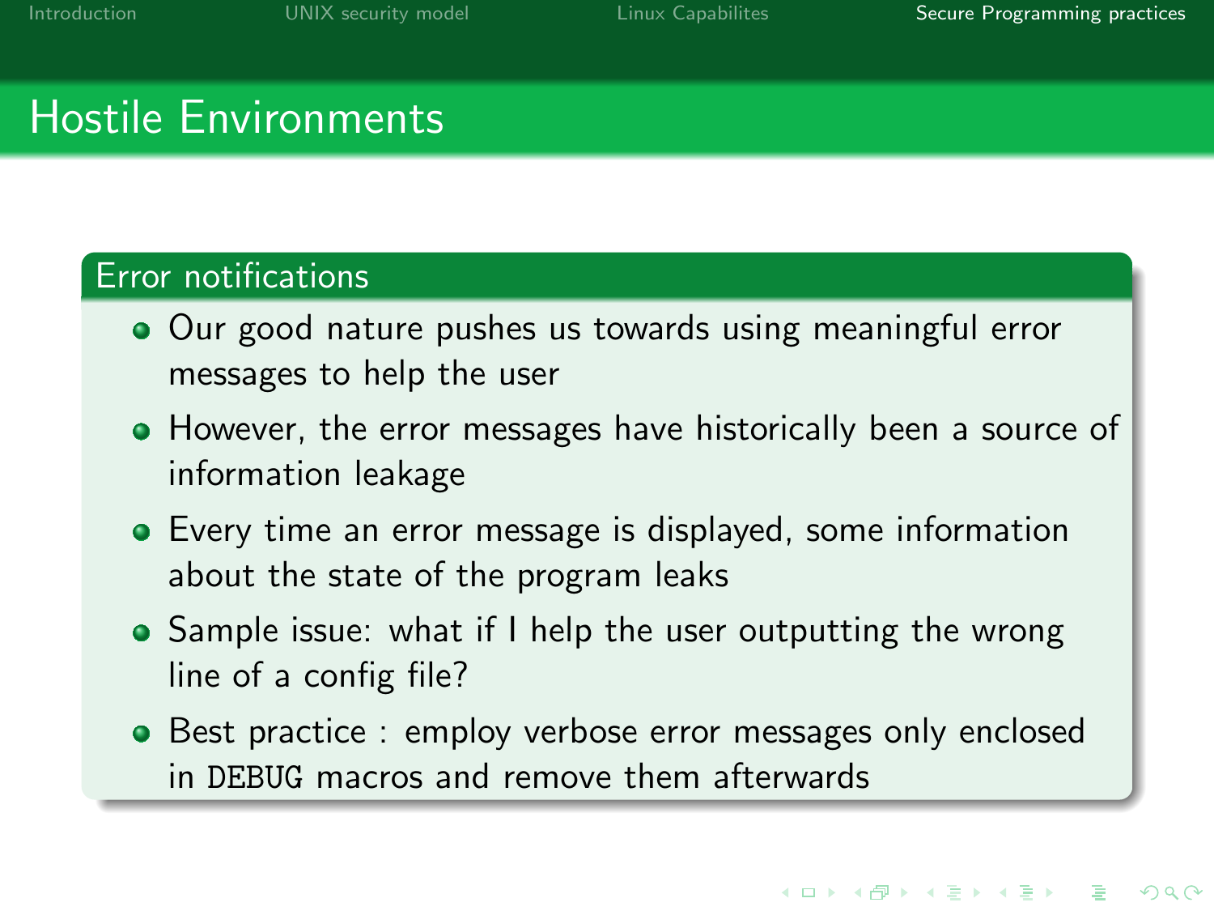# Hostile Environments

## Error notifications

- Our good nature pushes us towards using meaningful error messages to help the user
- However, the error messages have historically been a source of information leakage
- Every time an error message is displayed, some information about the state of the program leaks
- Sample issue: what if I help the user outputting the wrong line of a config file?
- Best practice : employ verbose error messages only enclosed in `DEBUG` macros and remove them afterwards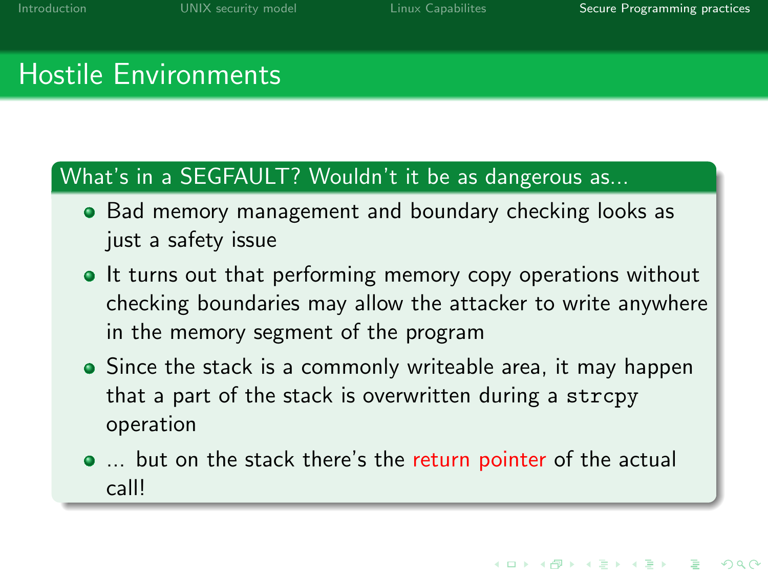## Hostile Environments

### What's in a SEGFAULT? Wouldn't it be as dangerous as...

- Bad memory management and boundary checking looks as just a safety issue
- It turns out that performing memory copy operations without checking boundaries may allow the attacker to write anywhere in the memory segment of the program
- Since the stack is a commonly writeable area, it may happen that a part of the stack is overwritten during a `strcpy` operation
- ... but on the stack there's the return pointer of the actual call!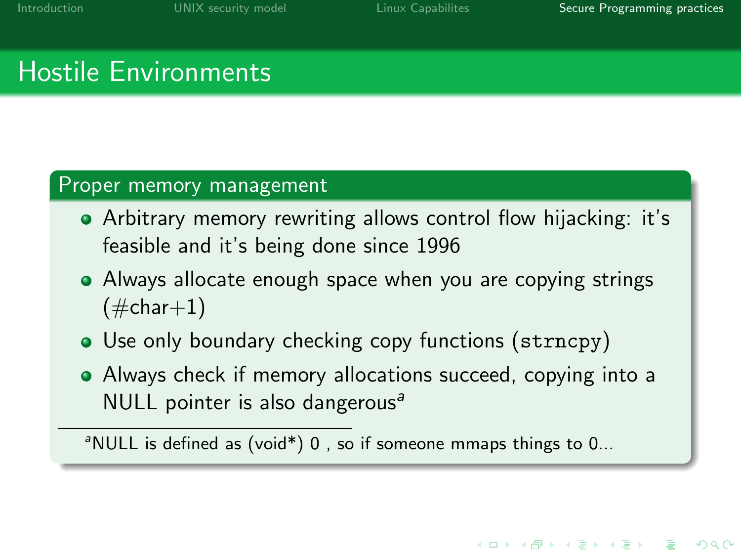# Hostile Environments

## Proper memory management

- Arbitrary memory rewriting allows control flow hijacking: it's feasible and it's being done since 1996
- Always allocate enough space when you are copying strings (#char+1)
- Use only boundary checking copy functions (`strncpy`)
- Always check if memory allocations succeed, copying into a NULL pointer is also dangerous[a]

[a] NULL is defined as (void*) 0 , so if someone mmaps things to 0...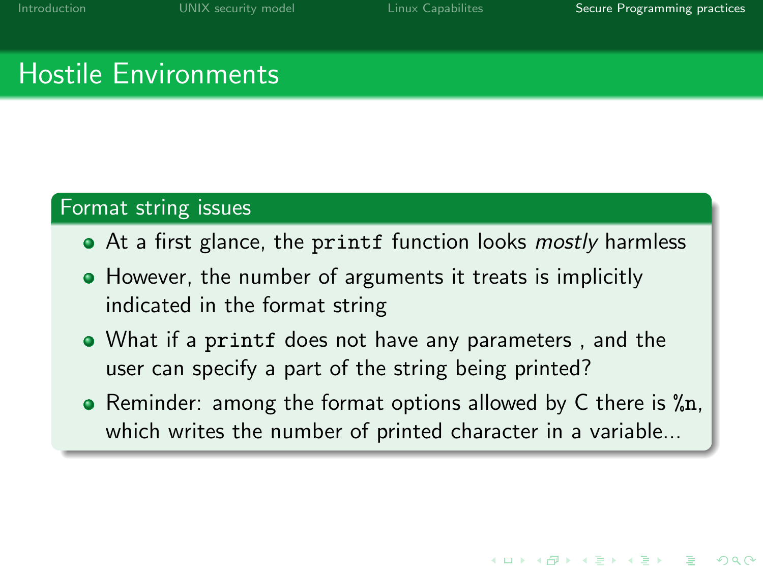# Hostile Environments

## Format string issues

- At a first glance, the `printf` function looks *mostly* harmless
- However, the number of arguments it treats is implicitly indicated in the format string
- What if a `printf` does not have any parameters , and the user can specify a part of the string being printed?
- Reminder: among the format options allowed by C there is `%n`, which writes the number of printed character in a variable...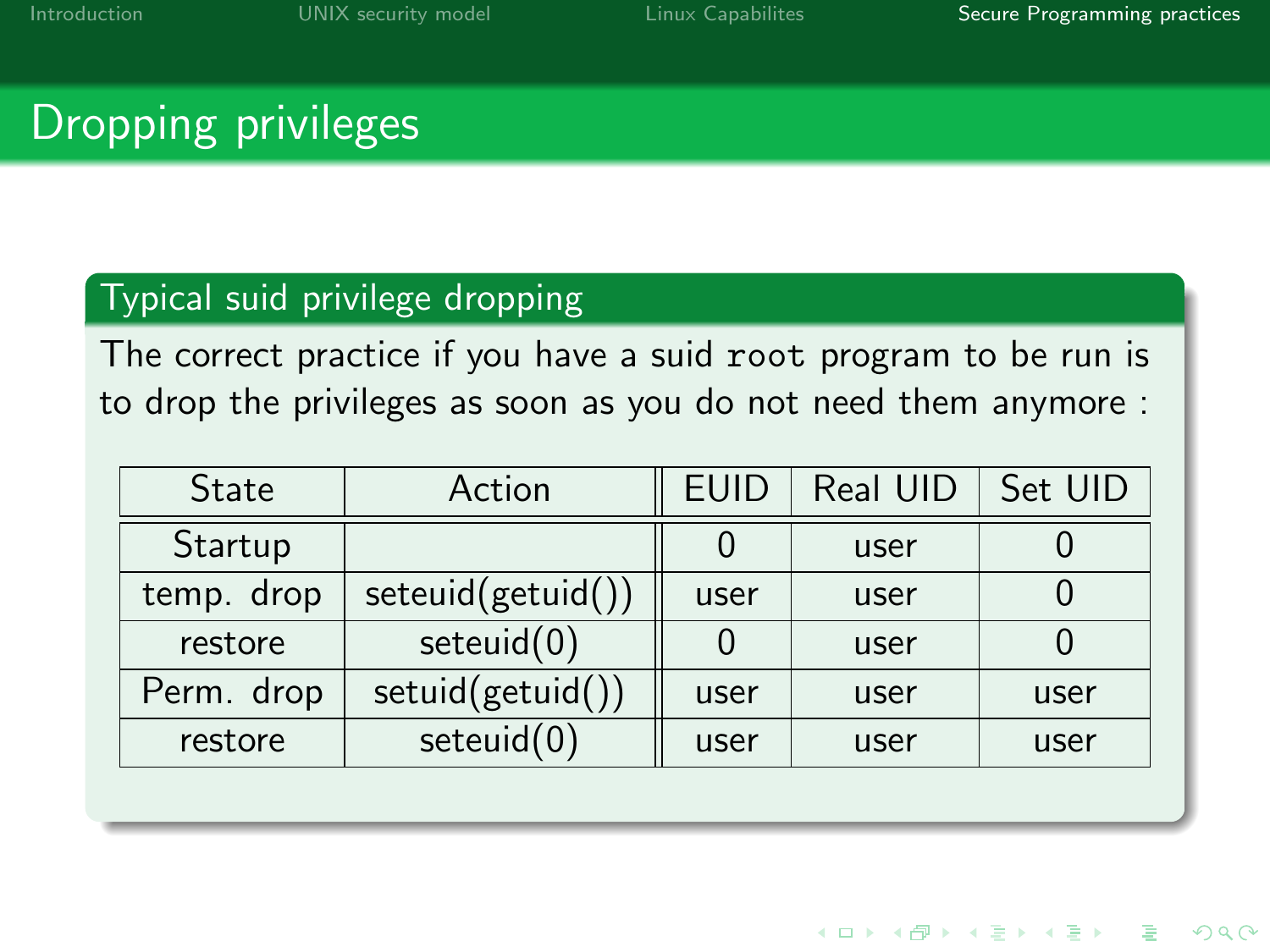# Dropping privileges

## Typical suid privilege dropping

The correct practice if you have a suid `root` program to be run is to drop the privileges as soon as you do not need them anymore :

| State | Action | EUID | Real UID | Set UID |
|---|---|---|---|---|
| Startup | | 0 | user | 0 |
| temp. drop | seteuid(getuid()) | user | user | 0 |
| restore | seteuid(0) | 0 | user | 0 |
| Perm. drop | setuid(getuid()) | user | user | user |
| restore | seteuid(0) | user | user | user |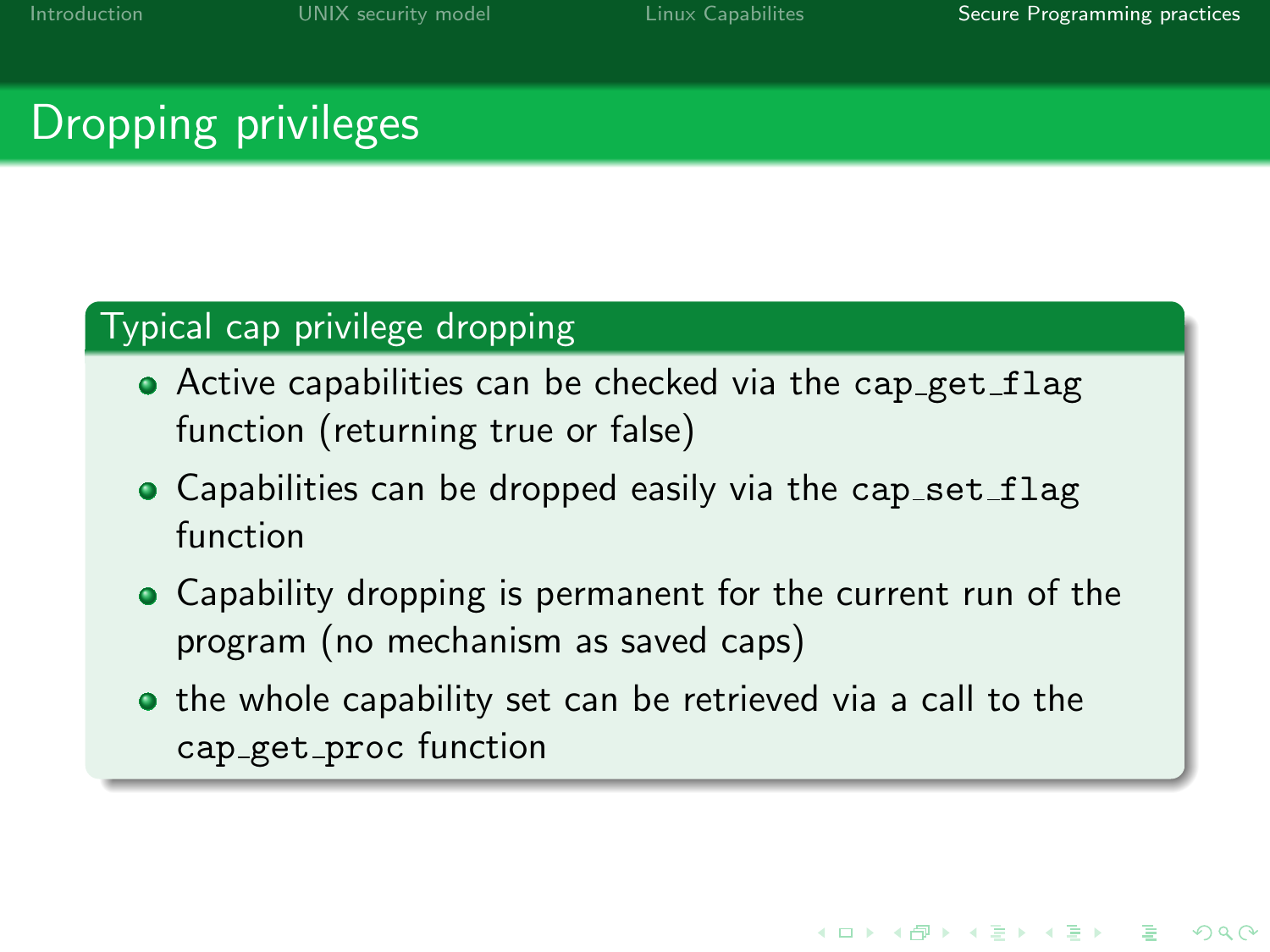# Dropping privileges

## Typical cap privilege dropping

- Active capabilities can be checked via the `cap_get_flag` function (returning true or false)
- Capabilities can be dropped easily via the `cap_set_flag` function
- Capability dropping is permanent for the current run of the program (no mechanism as saved caps)
- the whole capability set can be retrieved via a call to the `cap_get_proc` function